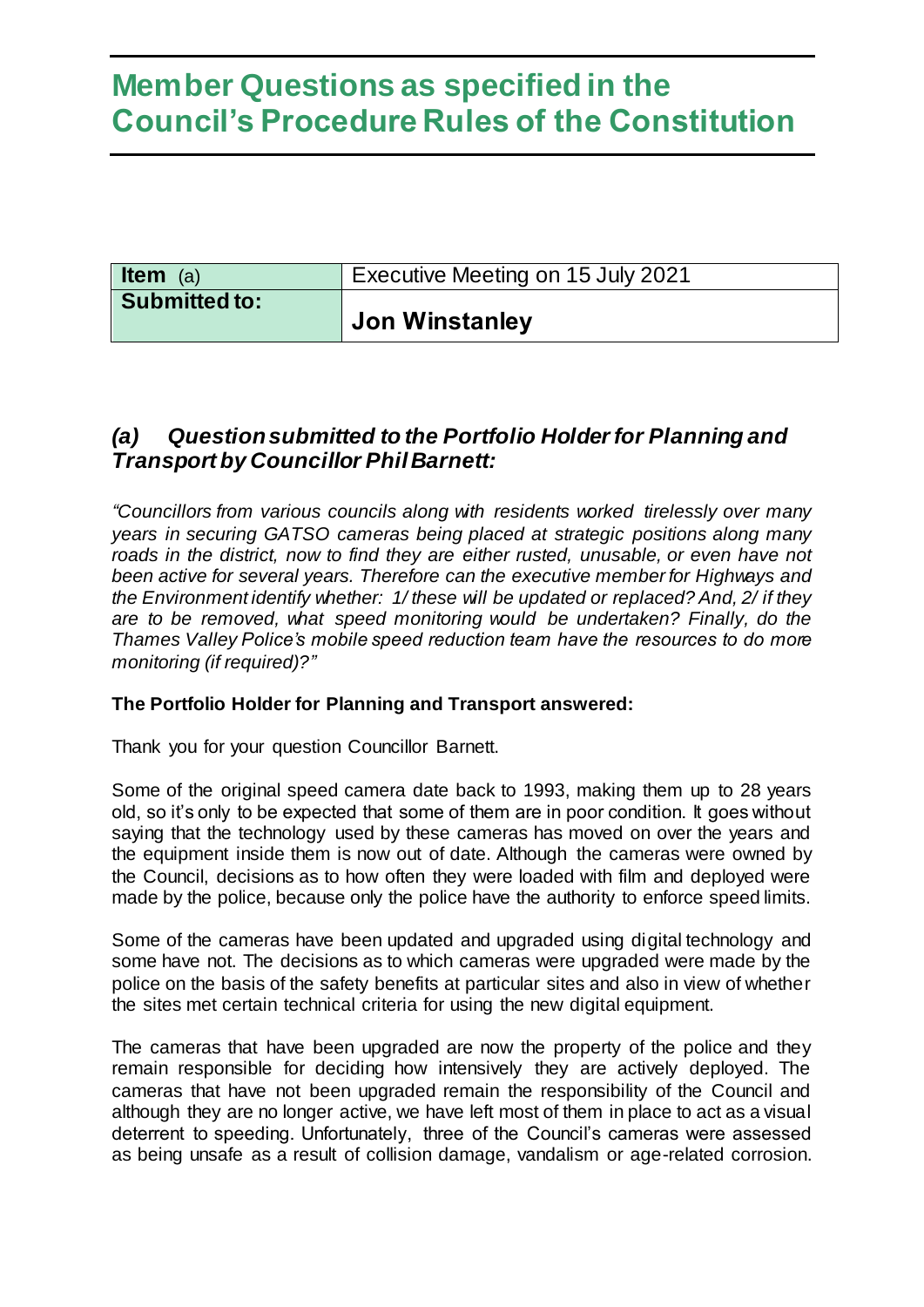# Member Questions as specified in the Council's Procedure Rules of the Constitution

| **Item** (a) | Executive Meeting on 15 July 2021 |
| --- | --- |
| **Submitted to:** | **Jon Winstanley** |

## *(a) Question submitted to the Portfolio Holder for Planning and Transport by Councillor Phil Barnett:*

*"Councillors from various councils along with residents worked tirelessly over many years in securing GATSO cameras being placed at strategic positions along many roads in the district, now to find they are either rusted, unusable, or even have not been active for several years. Therefore can the executive member for Highways and the Environment identify whether: 1/ these will be updated or replaced? And, 2/ if they are to be removed, what speed monitoring would be undertaken? Finally, do the Thames Valley Police's mobile speed reduction team have the resources to do more monitoring (if required)?"*

**The Portfolio Holder for Planning and Transport answered:**

Thank you for your question Councillor Barnett.

Some of the original speed camera date back to 1993, making them up to 28 years old, so it's only to be expected that some of them are in poor condition. It goes without saying that the technology used by these cameras has moved on over the years and the equipment inside them is now out of date. Although the cameras were owned by the Council, decisions as to how often they were loaded with film and deployed were made by the police, because only the police have the authority to enforce speed limits.

Some of the cameras have been updated and upgraded using digital technology and some have not. The decisions as to which cameras were upgraded were made by the police on the basis of the safety benefits at particular sites and also in view of whether the sites met certain technical criteria for using the new digital equipment.

The cameras that have been upgraded are now the property of the police and they remain responsible for deciding how intensively they are actively deployed. The cameras that have not been upgraded remain the responsibility of the Council and although they are no longer active, we have left most of them in place to act as a visual deterrent to speeding. Unfortunately, three of the Council's cameras were assessed as being unsafe as a result of collision damage, vandalism or age-related corrosion.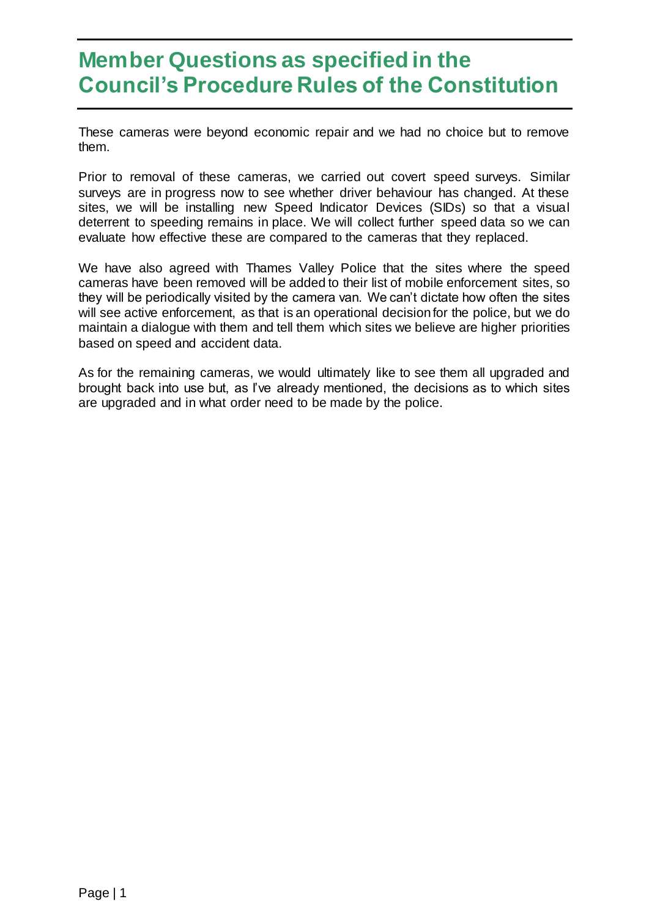# Member Questions as specified in the Council's Procedure Rules of the Constitution

These cameras were beyond economic repair and we had no choice but to remove them.

Prior to removal of these cameras, we carried out covert speed surveys. Similar surveys are in progress now to see whether driver behaviour has changed. At these sites, we will be installing new Speed Indicator Devices (SIDs) so that a visual deterrent to speeding remains in place. We will collect further speed data so we can evaluate how effective these are compared to the cameras that they replaced.

We have also agreed with Thames Valley Police that the sites where the speed cameras have been removed will be added to their list of mobile enforcement sites, so they will be periodically visited by the camera van. We can't dictate how often the sites will see active enforcement, as that is an operational decision for the police, but we do maintain a dialogue with them and tell them which sites we believe are higher priorities based on speed and accident data.

As for the remaining cameras, we would ultimately like to see them all upgraded and brought back into use but, as I've already mentioned, the decisions as to which sites are upgraded and in what order need to be made by the police.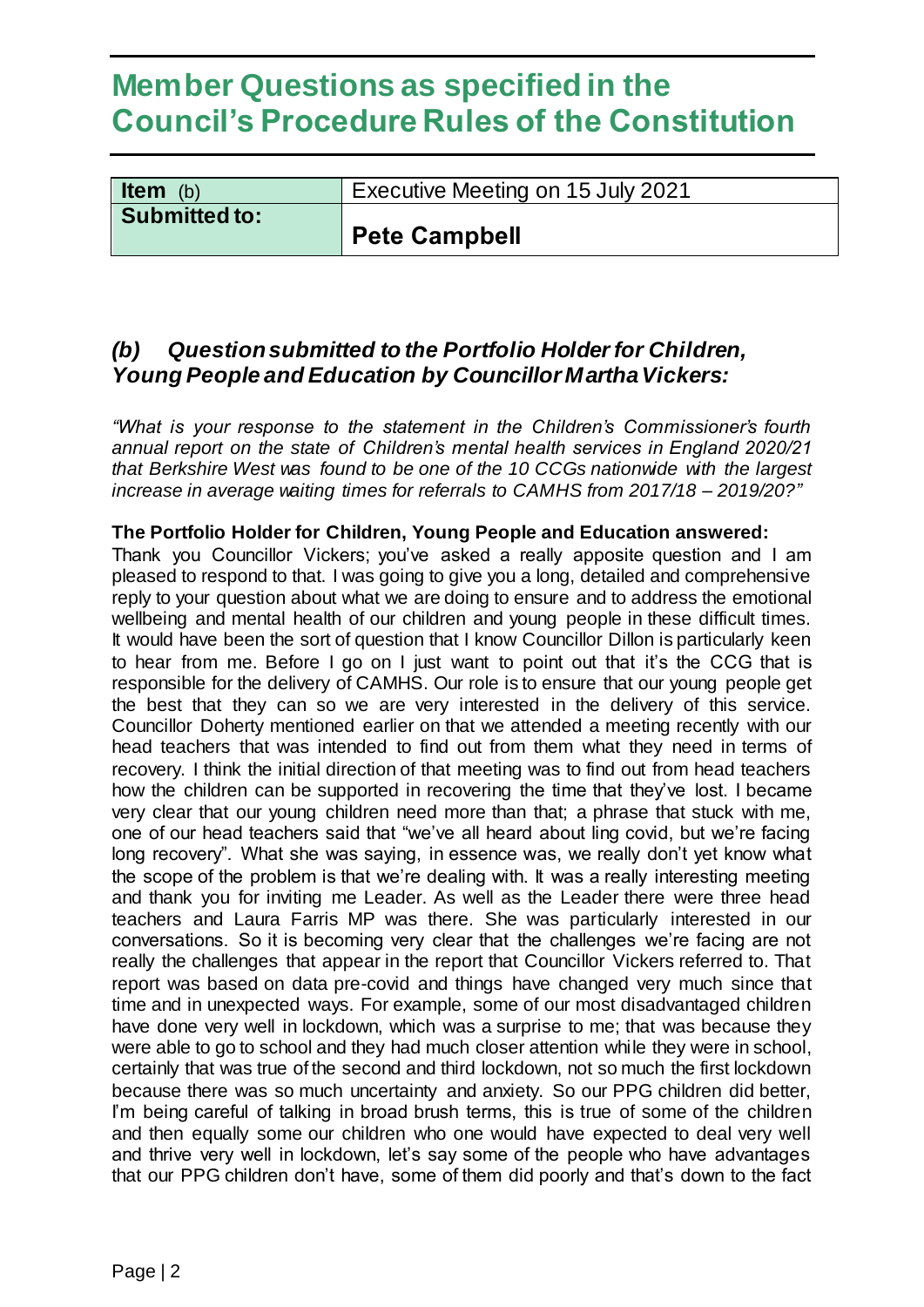# Member Questions as specified in the Council's Procedure Rules of the Constitution

| **Item** (b) | Executive Meeting on 15 July 2021 |
| --- | --- |
| **Submitted to:** | **Pete Campbell** |

## *(b) Question submitted to the Portfolio Holder for Children, Young People and Education by Councillor Martha Vickers:*

*"What is your response to the statement in the Children's Commissioner's fourth annual report on the state of Children's mental health services in England 2020/21 that Berkshire West was found to be one of the 10 CCGs nationwide with the largest increase in average waiting times for referrals to CAMHS from 2017/18 – 2019/20?"*

**The Portfolio Holder for Children, Young People and Education answered:**

Thank you Councillor Vickers; you've asked a really apposite question and I am pleased to respond to that. I was going to give you a long, detailed and comprehensive reply to your question about what we are doing to ensure and to address the emotional wellbeing and mental health of our children and young people in these difficult times. It would have been the sort of question that I know Councillor Dillon is particularly keen to hear from me. Before I go on I just want to point out that it's the CCG that is responsible for the delivery of CAMHS. Our role is to ensure that our young people get the best that they can so we are very interested in the delivery of this service. Councillor Doherty mentioned earlier on that we attended a meeting recently with our head teachers that was intended to find out from them what they need in terms of recovery. I think the initial direction of that meeting was to find out from head teachers how the children can be supported in recovering the time that they've lost. I became very clear that our young children need more than that; a phrase that stuck with me, one of our head teachers said that "we've all heard about ling covid, but we're facing long recovery". What she was saying, in essence was, we really don't yet know what the scope of the problem is that we're dealing with. It was a really interesting meeting and thank you for inviting me Leader. As well as the Leader there were three head teachers and Laura Farris MP was there. She was particularly interested in our conversations. So it is becoming very clear that the challenges we're facing are not really the challenges that appear in the report that Councillor Vickers referred to. That report was based on data pre-covid and things have changed very much since that time and in unexpected ways. For example, some of our most disadvantaged children have done very well in lockdown, which was a surprise to me; that was because they were able to go to school and they had much closer attention while they were in school, certainly that was true of the second and third lockdown, not so much the first lockdown because there was so much uncertainty and anxiety. So our PPG children did better, I'm being careful of talking in broad brush terms, this is true of some of the children and then equally some our children who one would have expected to deal very well and thrive very well in lockdown, let's say some of the people who have advantages that our PPG children don't have, some of them did poorly and that's down to the fact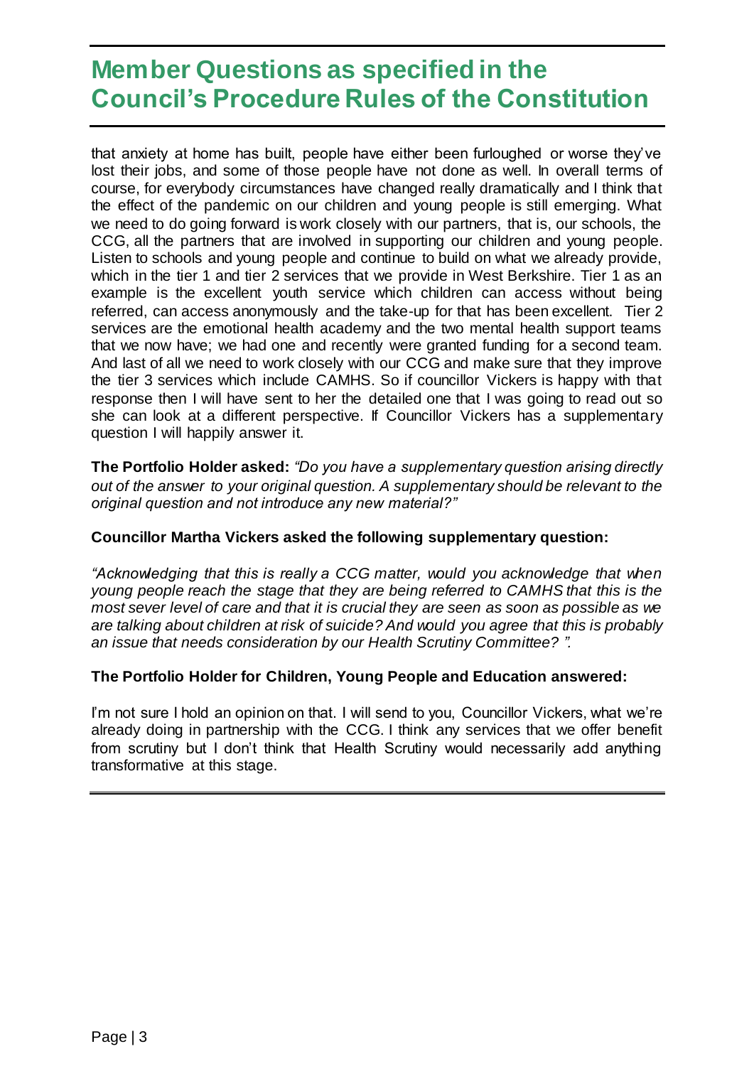that anxiety at home has built, people have either been furloughed or worse they've lost their jobs, and some of those people have not done as well. In overall terms of course, for everybody circumstances have changed really dramatically and I think that the effect of the pandemic on our children and young people is still emerging. What we need to do going forward is work closely with our partners, that is, our schools, the CCG, all the partners that are involved in supporting our children and young people. Listen to schools and young people and continue to build on what we already provide, which in the tier 1 and tier 2 services that we provide in West Berkshire. Tier 1 as an example is the excellent youth service which children can access without being referred, can access anonymously and the take-up for that has been excellent. Tier 2 services are the emotional health academy and the two mental health support teams that we now have; we had one and recently were granted funding for a second team. And last of all we need to work closely with our CCG and make sure that they improve the tier 3 services which include CAMHS. So if councillor Vickers is happy with that response then I will have sent to her the detailed one that I was going to read out so she can look at a different perspective. If Councillor Vickers has a supplementary question I will happily answer it.

**The Portfolio Holder asked:** *"Do you have a supplementary question arising directly out of the answer to your original question. A supplementary should be relevant to the original question and not introduce any new material?"*

**Councillor Martha Vickers asked the following supplementary question:**

*"Acknowledging that this is really a CCG matter, would you acknowledge that when young people reach the stage that they are being referred to CAMHS that this is the most sever level of care and that it is crucial they are seen as soon as possible as we are talking about children at risk of suicide? And would you agree that this is probably an issue that needs consideration by our Health Scrutiny Committee? ".*

**The Portfolio Holder for Children, Young People and Education answered:**

I'm not sure I hold an opinion on that. I will send to you, Councillor Vickers, what we're already doing in partnership with the CCG. I think any services that we offer benefit from scrutiny but I don't think that Health Scrutiny would necessarily add anything transformative at this stage.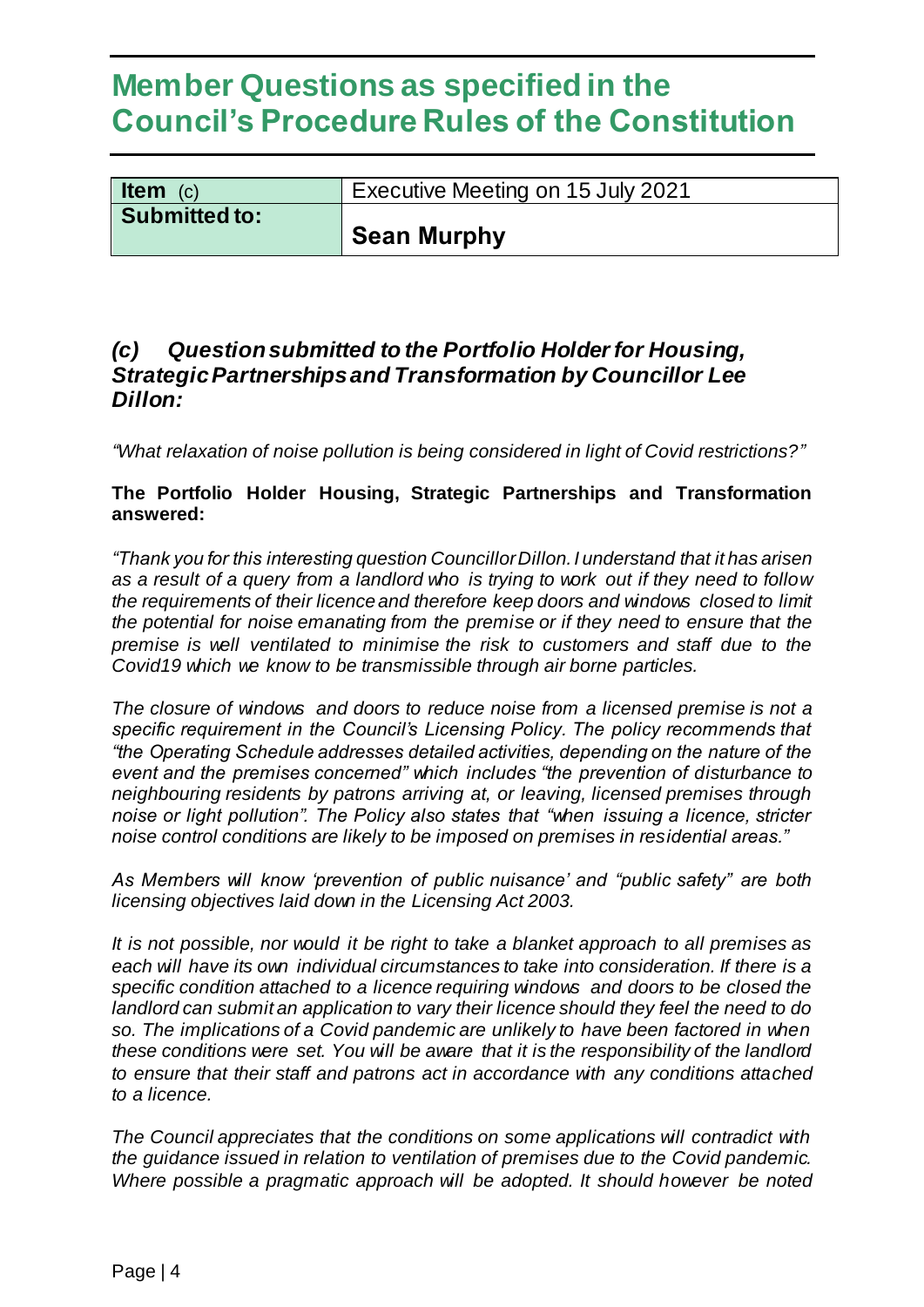# Member Questions as specified in the Council's Procedure Rules of the Constitution

| **Item** (c) | Executive Meeting on 15 July 2021 |
| --- | --- |
| **Submitted to:** | **Sean Murphy** |

### *(c) Question submitted to the Portfolio Holder for Housing, Strategic Partnerships and Transformation by Councillor Lee Dillon:*

*"What relaxation of noise pollution is being considered in light of Covid restrictions?"*

**The Portfolio Holder Housing, Strategic Partnerships and Transformation answered:**

*"Thank you for this interesting question Councillor Dillon. I understand that it has arisen as a result of a query from a landlord who is trying to work out if they need to follow the requirements of their licence and therefore keep doors and windows closed to limit the potential for noise emanating from the premise or if they need to ensure that the premise is well ventilated to minimise the risk to customers and staff due to the Covid19 which we know to be transmissible through air borne particles.*

*The closure of windows and doors to reduce noise from a licensed premise is not a specific requirement in the Council's Licensing Policy. The policy recommends that "the Operating Schedule addresses detailed activities, depending on the nature of the event and the premises concerned" which includes "the prevention of disturbance to neighbouring residents by patrons arriving at, or leaving, licensed premises through noise or light pollution". The Policy also states that "when issuing a licence, stricter noise control conditions are likely to be imposed on premises in residential areas."*

*As Members will know 'prevention of public nuisance' and "public safety" are both licensing objectives laid down in the Licensing Act 2003.*

*It is not possible, nor would it be right to take a blanket approach to all premises as each will have its own individual circumstances to take into consideration. If there is a specific condition attached to a licence requiring windows and doors to be closed the landlord can submit an application to vary their licence should they feel the need to do so. The implications of a Covid pandemic are unlikely to have been factored in when these conditions were set. You will be aware that it is the responsibility of the landlord to ensure that their staff and patrons act in accordance with any conditions attached to a licence.*

*The Council appreciates that the conditions on some applications will contradict with the guidance issued in relation to ventilation of premises due to the Covid pandemic. Where possible a pragmatic approach will be adopted. It should however be noted*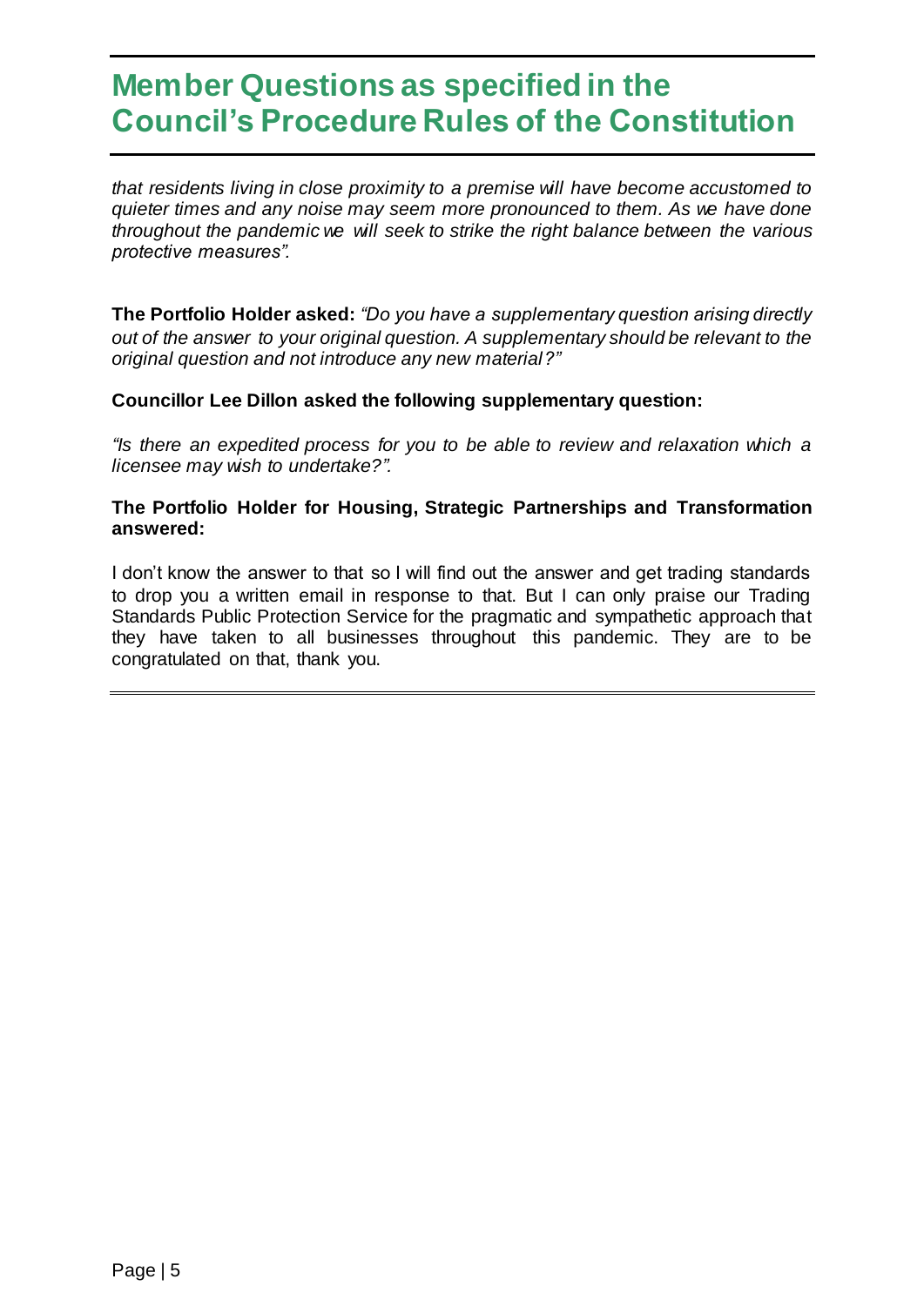# Member Questions as specified in the Council's Procedure Rules of the Constitution

*that residents living in close proximity to a premise will have become accustomed to quieter times and any noise may seem more pronounced to them. As we have done throughout the pandemic we will seek to strike the right balance between the various protective measures".*

**The Portfolio Holder asked:** *"Do you have a supplementary question arising directly out of the answer to your original question. A supplementary should be relevant to the original question and not introduce any new material?"*

**Councillor Lee Dillon asked the following supplementary question:**

*"Is there an expedited process for you to be able to review and relaxation which a licensee may wish to undertake?".*

**The Portfolio Holder for Housing, Strategic Partnerships and Transformation answered:**

I don't know the answer to that so I will find out the answer and get trading standards to drop you a written email in response to that. But I can only praise our Trading Standards Public Protection Service for the pragmatic and sympathetic approach that they have taken to all businesses throughout this pandemic. They are to be congratulated on that, thank you.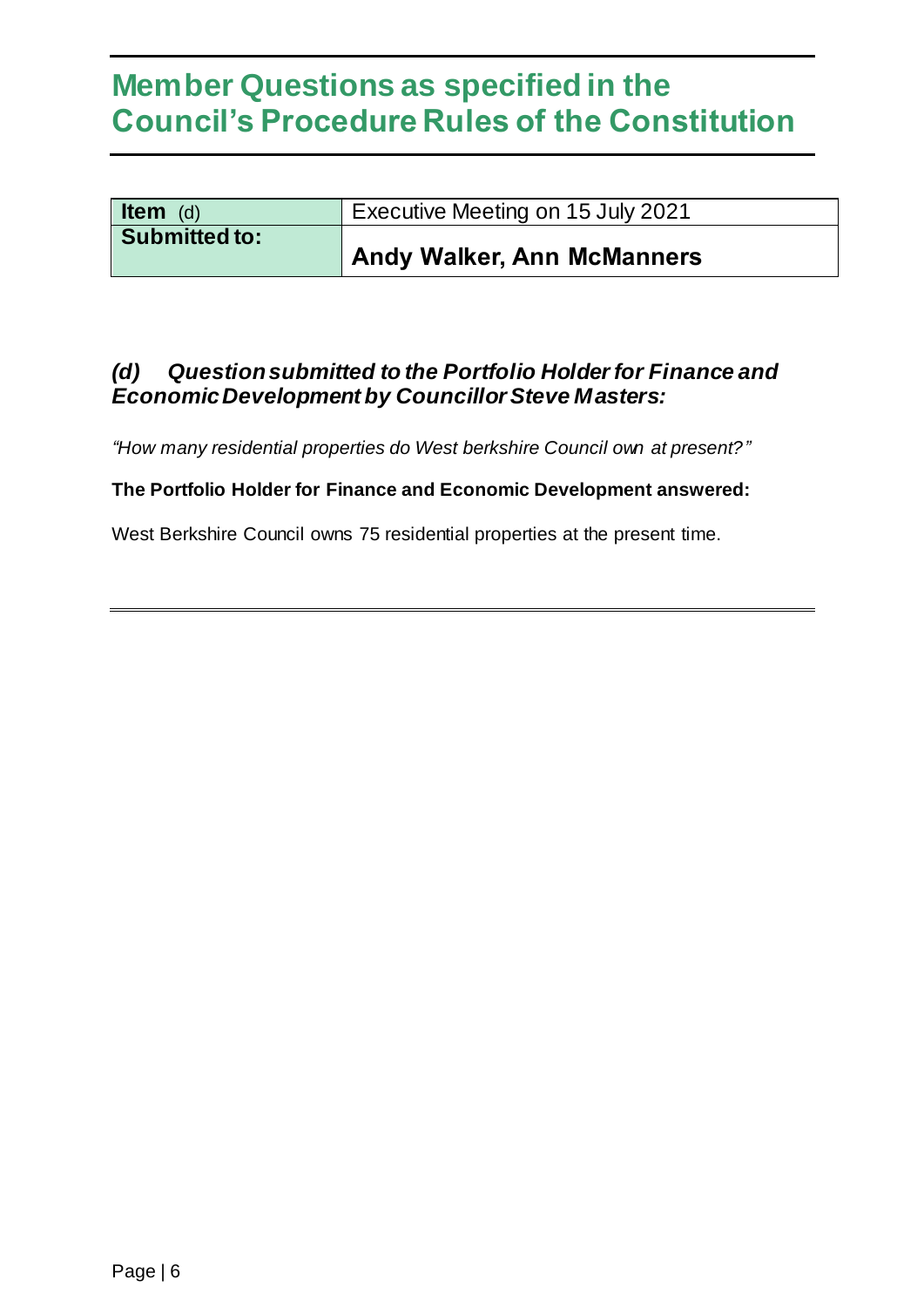# Member Questions as specified in the Council's Procedure Rules of the Constitution

| **Item** (d) | Executive Meeting on 15 July 2021 |
| --- | --- |
| **Submitted to:** | **Andy Walker, Ann McManners** |

### *(d) Question submitted to the Portfolio Holder for Finance and Economic Development by Councillor Steve Masters:*

*"How many residential properties do West berkshire Council own at present?"*

**The Portfolio Holder for Finance and Economic Development answered:**

West Berkshire Council owns 75 residential properties at the present time.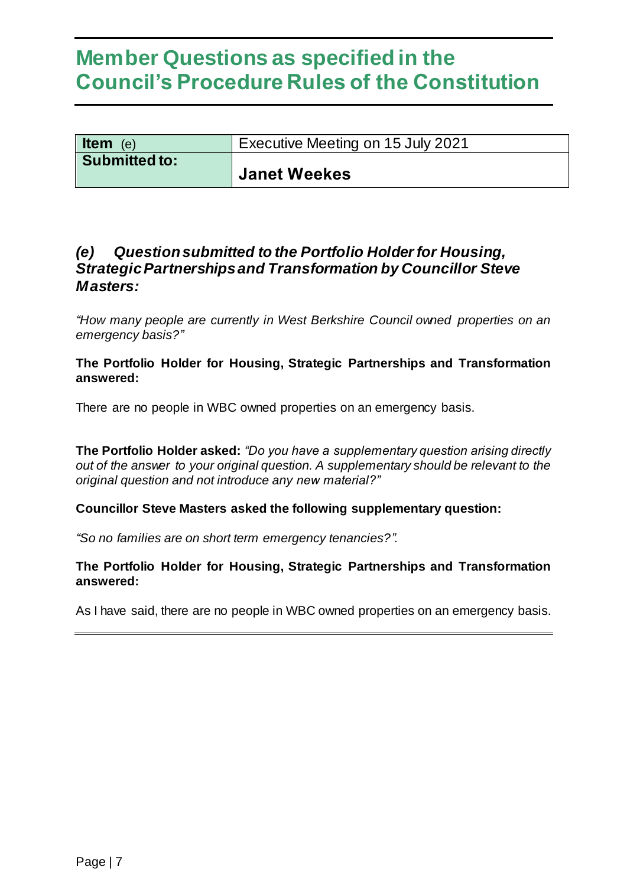# Member Questions as specified in the Council's Procedure Rules of the Constitution

| | |
|---|---|
| **Item** (e) | Executive Meeting on 15 July 2021 |
| **Submitted to:** | **Janet Weekes** |

### *(e) Question submitted to the Portfolio Holder for Housing, Strategic Partnerships and Transformation by Councillor Steve Masters:*

*"How many people are currently in West Berkshire Council owned properties on an emergency basis?"*

**The Portfolio Holder for Housing, Strategic Partnerships and Transformation answered:**

There are no people in WBC owned properties on an emergency basis.

**The Portfolio Holder asked:** *"Do you have a supplementary question arising directly out of the answer to your original question. A supplementary should be relevant to the original question and not introduce any new material?"*

**Councillor Steve Masters asked the following supplementary question:**

*"So no families are on short term emergency tenancies?".*

**The Portfolio Holder for Housing, Strategic Partnerships and Transformation answered:**

As I have said, there are no people in WBC owned properties on an emergency basis.